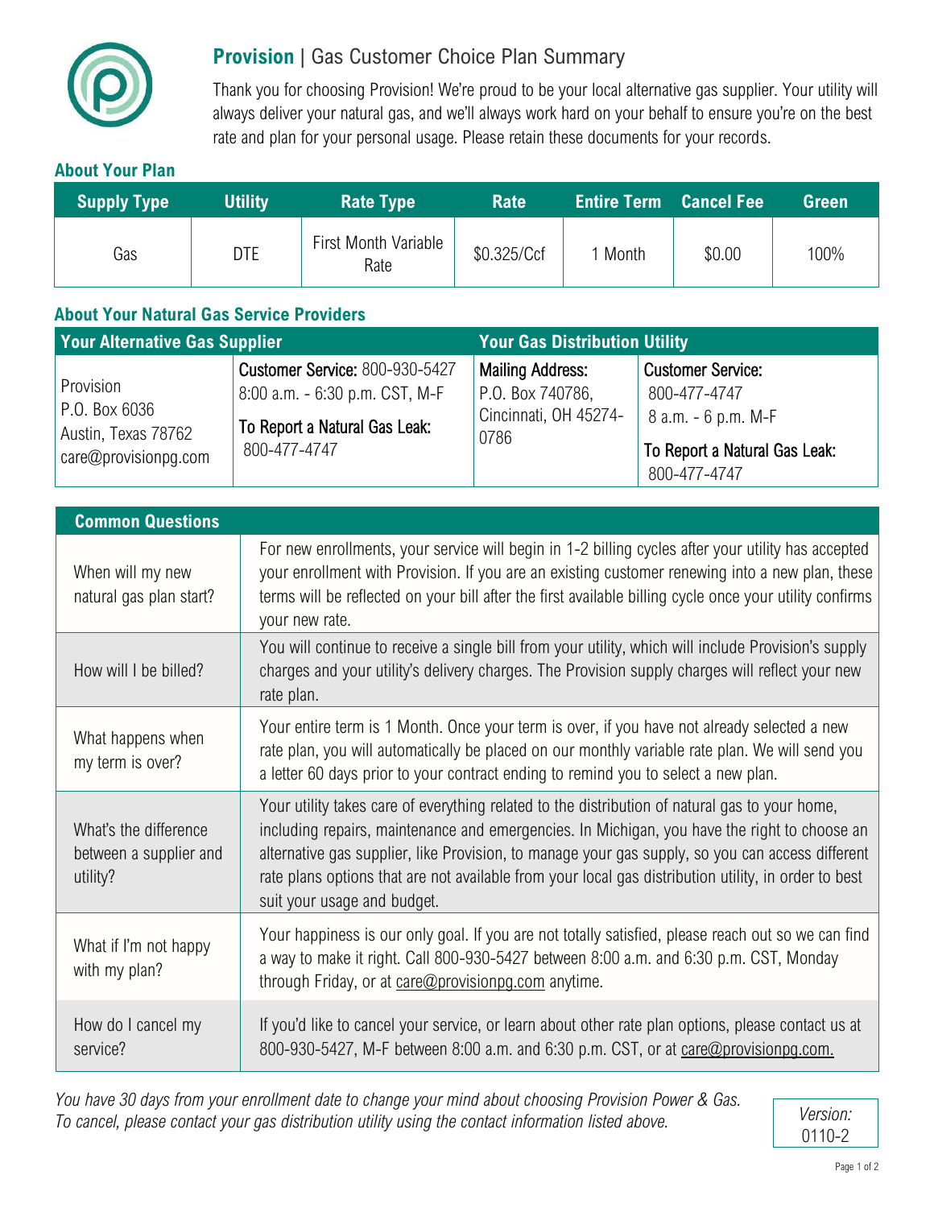# **Provision** | Gas Customer Choice Plan Summary

Thank you for choosing Provision! We're proud to be your local alternative gas supplier. Your utility will always deliver your natural gas, and we'll always work hard on your behalf to ensure you're on the best rate and plan for your personal usage. Please retain these documents for your records.

## About Your Plan

| Supply Type | Utility | Rate Type | Rate | Entire Term | Cancel Fee | Green |
|---|---|---|---|---|---|---|
| Gas | DTE | First Month Variable Rate | $0.325/Ccf | 1 Month | $0.00 | 100% |

## About Your Natural Gas Service Providers

| Your Alternative Gas Supplier | | Your Gas Distribution Utility | |
|---|---|---|---|
| Provision<br>P.O. Box 6036<br>Austin, Texas 78762<br>care@provisionpg.com | **Customer Service:** 800-930-5427<br>8:00 a.m. - 6:30 p.m. CST, M-F<br>**To Report a Natural Gas Leak:**<br>800-477-4747 | **Mailing Address:**<br>P.O. Box 740786,<br>Cincinnati, OH 45274-0786 | **Customer Service:**<br>800-477-4747<br>8 a.m. - 6 p.m. M-F<br>**To Report a Natural Gas Leak:**<br>800-477-4747 |

| Common Questions | |
|---|---|
| When will my new natural gas plan start? | For new enrollments, your service will begin in 1-2 billing cycles after your utility has accepted your enrollment with Provision. If you are an existing customer renewing into a new plan, these terms will be reflected on your bill after the first available billing cycle once your utility confirms your new rate. |
| How will I be billed? | You will continue to receive a single bill from your utility, which will include Provision's supply charges and your utility's delivery charges. The Provision supply charges will reflect your new rate plan. |
| What happens when my term is over? | Your entire term is 1 Month. Once your term is over, if you have not already selected a new rate plan, you will automatically be placed on our monthly variable rate plan. We will send you a letter 60 days prior to your contract ending to remind you to select a new plan. |
| What's the difference between a supplier and utility? | Your utility takes care of everything related to the distribution of natural gas to your home, including repairs, maintenance and emergencies. In Michigan, you have the right to choose an alternative gas supplier, like Provision, to manage your gas supply, so you can access different rate plans options that are not available from your local gas distribution utility, in order to best suit your usage and budget. |
| What if I'm not happy with my plan? | Your happiness is our only goal. If you are not totally satisfied, please reach out so we can find a way to make it right. Call 800-930-5427 between 8:00 a.m. and 6:30 p.m. CST, Monday through Friday, or at care@provisionpg.com anytime. |
| How do I cancel my service? | If you'd like to cancel your service, or learn about other rate plan options, please contact us at 800-930-5427, M-F between 8:00 a.m. and 6:30 p.m. CST, or at care@provisionpg.com. |

*You have 30 days from your enrollment date to change your mind about choosing Provision Power & Gas. To cancel, please contact your gas distribution utility using the contact information listed above.*

*Version:* 0110-2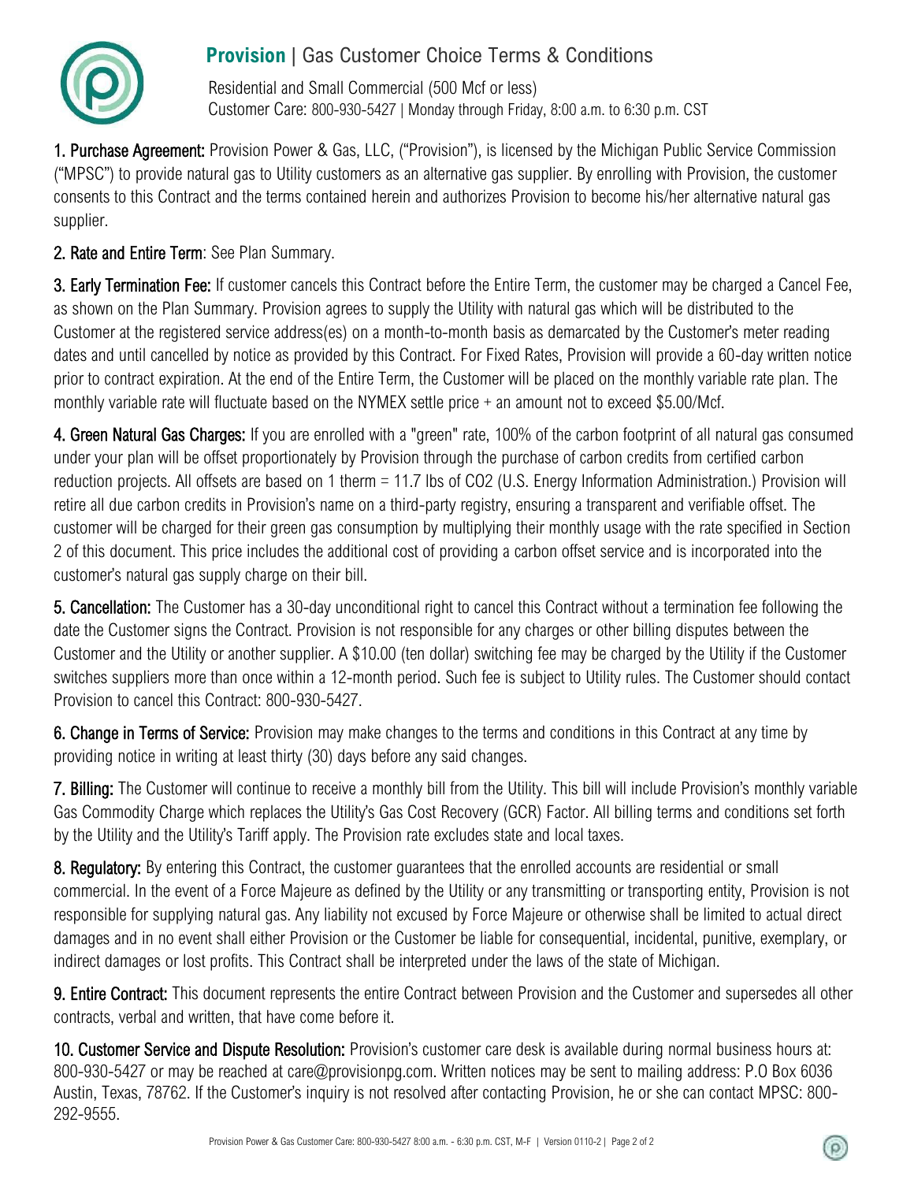# **Provision** | Gas Customer Choice Terms & Conditions

Residential and Small Commercial (500 Mcf or less)
Customer Care: 800-930-5427 | Monday through Friday, 8:00 a.m. to 6:30 p.m. CST

**1. Purchase Agreement:** Provision Power & Gas, LLC, ("Provision"), is licensed by the Michigan Public Service Commission ("MPSC") to provide natural gas to Utility customers as an alternative gas supplier. By enrolling with Provision, the customer consents to this Contract and the terms contained herein and authorizes Provision to become his/her alternative natural gas supplier.

**2. Rate and Entire Term**: See Plan Summary.

**3. Early Termination Fee:** If customer cancels this Contract before the Entire Term, the customer may be charged a Cancel Fee, as shown on the Plan Summary. Provision agrees to supply the Utility with natural gas which will be distributed to the Customer at the registered service address(es) on a month-to-month basis as demarcated by the Customer's meter reading dates and until cancelled by notice as provided by this Contract. For Fixed Rates, Provision will provide a 60-day written notice prior to contract expiration. At the end of the Entire Term, the Customer will be placed on the monthly variable rate plan. The monthly variable rate will fluctuate based on the NYMEX settle price + an amount not to exceed $5.00/Mcf.

**4. Green Natural Gas Charges:** If you are enrolled with a "green" rate, 100% of the carbon footprint of all natural gas consumed under your plan will be offset proportionately by Provision through the purchase of carbon credits from certified carbon reduction projects. All offsets are based on 1 therm = 11.7 lbs of $CO_2$ (U.S. Energy Information Administration.) Provision will retire all due carbon credits in Provision's name on a third-party registry, ensuring a transparent and verifiable offset. The customer will be charged for their green gas consumption by multiplying their monthly usage with the rate specified in Section 2 of this document. This price includes the additional cost of providing a carbon offset service and is incorporated into the customer's natural gas supply charge on their bill.

**5. Cancellation:** The Customer has a 30-day unconditional right to cancel this Contract without a termination fee following the date the Customer signs the Contract. Provision is not responsible for any charges or other billing disputes between the Customer and the Utility or another supplier. A $10.00 (ten dollar) switching fee may be charged by the Utility if the Customer switches suppliers more than once within a 12-month period. Such fee is subject to Utility rules. The Customer should contact Provision to cancel this Contract: 800-930-5427.

**6. Change in Terms of Service:** Provision may make changes to the terms and conditions in this Contract at any time by providing notice in writing at least thirty (30) days before any said changes.

**7. Billing:** The Customer will continue to receive a monthly bill from the Utility. This bill will include Provision's monthly variable Gas Commodity Charge which replaces the Utility's Gas Cost Recovery (GCR) Factor. All billing terms and conditions set forth by the Utility and the Utility's Tariff apply. The Provision rate excludes state and local taxes.

**8. Regulatory:** By entering this Contract, the customer guarantees that the enrolled accounts are residential or small commercial. In the event of a Force Majeure as defined by the Utility or any transmitting or transporting entity, Provision is not responsible for supplying natural gas. Any liability not excused by Force Majeure or otherwise shall be limited to actual direct damages and in no event shall either Provision or the Customer be liable for consequential, incidental, punitive, exemplary, or indirect damages or lost profits. This Contract shall be interpreted under the laws of the state of Michigan.

**9. Entire Contract:** This document represents the entire Contract between Provision and the Customer and supersedes all other contracts, verbal and written, that have come before it.

**10. Customer Service and Dispute Resolution:** Provision's customer care desk is available during normal business hours at: 800-930-5427 or may be reached at care@provisionpg.com. Written notices may be sent to mailing address: P.O Box 6036 Austin, Texas, 78762. If the Customer's inquiry is not resolved after contacting Provision, he or she can contact MPSC: 800-292-9555.